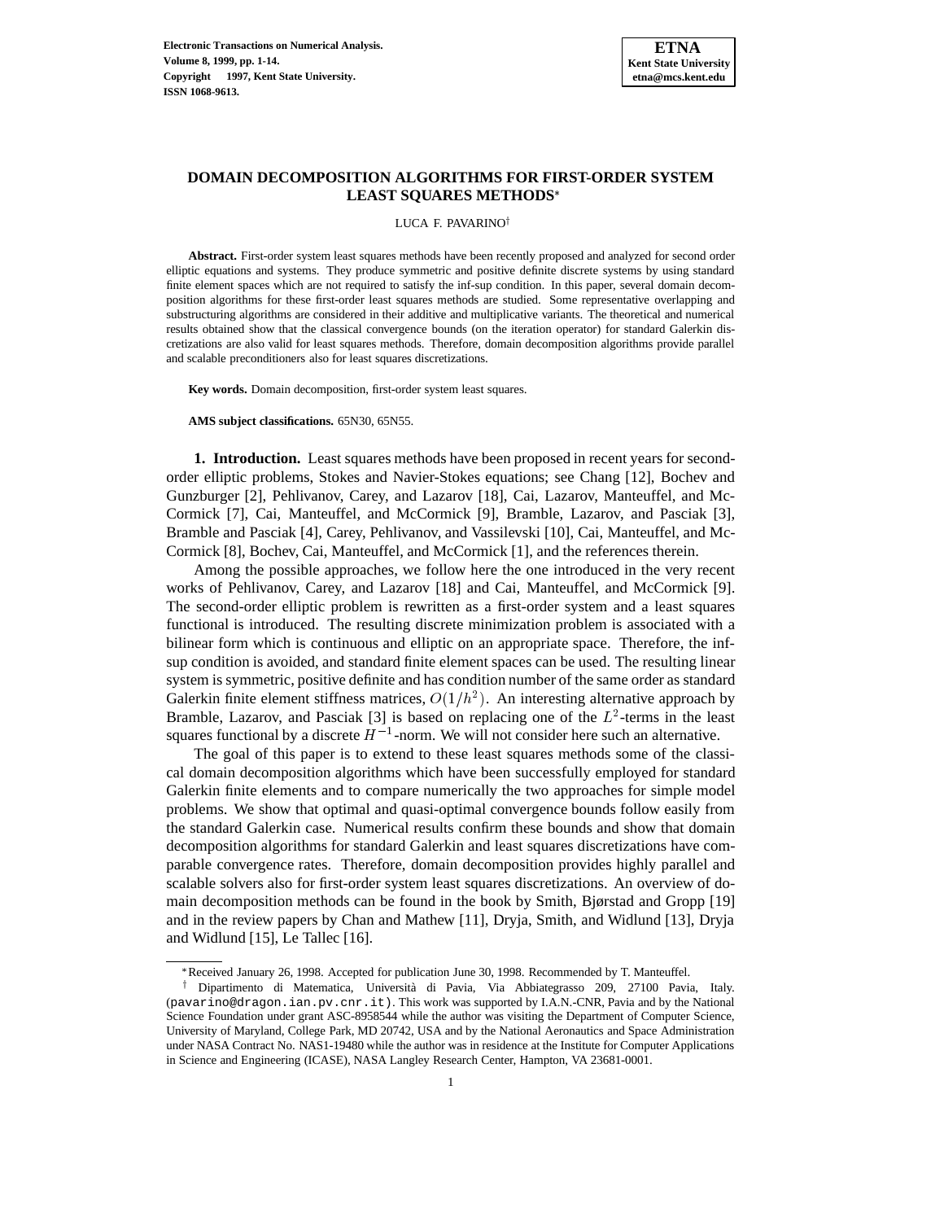# DOMAIN DECOMPOSITION ALGORITHMS FOR FIRST-ORDER SYSTEM LEAST SQUARES METHODS*

LUCA F. PAVARINO†

**Abstract.** First-order system least squares methods have been recently proposed and analyzed for second order elliptic equations and systems. They produce symmetric and positive definite discrete systems by using standard finite element spaces which are not required to satisfy the inf-sup condition. In this paper, several domain decomposition algorithms for these first-order least squares methods are studied. Some representative overlapping and substructuring algorithms are considered in their additive and multiplicative variants. The theoretical and numerical results obtained show that the classical convergence bounds (on the iteration operator) for standard Galerkin discretizations are also valid for least squares methods. Therefore, domain decomposition algorithms provide parallel and scalable preconditioners also for least squares discretizations.

**Key words.** Domain decomposition, first-order system least squares.

**AMS subject classifications.** 65N30, 65N55.

## 1. Introduction.

Least squares methods have been proposed in recent years for second-order elliptic problems, Stokes and Navier-Stokes equations; see Chang [12], Bochev and Gunzburger [2], Pehlivanov, Carey, and Lazarov [18], Cai, Lazarov, Manteuffel, and McCormick [7], Cai, Manteuffel, and McCormick [9], Bramble, Lazarov, and Pasciak [3], Bramble and Pasciak [4], Carey, Pehlivanov, and Vassilevski [10], Cai, Manteuffel, and McCormick [8], Bochev, Cai, Manteuffel, and McCormick [1], and the references therein.

Among the possible approaches, we follow here the one introduced in the very recent works of Pehlivanov, Carey, and Lazarov [18] and Cai, Manteuffel, and McCormick [9]. The second-order elliptic problem is rewritten as a first-order system and a least squares functional is introduced. The resulting discrete minimization problem is associated with a bilinear form which is continuous and elliptic on an appropriate space. Therefore, the inf-sup condition is avoided, and standard finite element spaces can be used. The resulting linear system is symmetric, positive definite and has condition number of the same order as standard Galerkin finite element stiffness matrices, $O(1/h^2)$. An interesting alternative approach by Bramble, Lazarov, and Pasciak [3] is based on replacing one of the $L^2$-terms in the least squares functional by a discrete $H^{-1}$-norm. We will not consider here such an alternative.

The goal of this paper is to extend to these least squares methods some of the classical domain decomposition algorithms which have been successfully employed for standard Galerkin finite elements and to compare numerically the two approaches for simple model problems. We show that optimal and quasi-optimal convergence bounds follow easily from the standard Galerkin case. Numerical results confirm these bounds and show that domain decomposition algorithms for standard Galerkin and least squares discretizations have comparable convergence rates. Therefore, domain decomposition provides highly parallel and scalable solvers also for first-order system least squares discretizations. An overview of domain decomposition methods can be found in the book by Smith, Bjørstad and Gropp [19] and in the review papers by Chan and Mathew [11], Dryja, Smith, and Widlund [13], Dryja and Widlund [15], Le Tallec [16].

---

*Received January 26, 1998. Accepted for publication June 30, 1998. Recommended by T. Manteuffel.

† Dipartimento di Matematica, Università di Pavia, Via Abbiategrasso 209, 27100 Pavia, Italy. (pavarino@dragon.ian.pv.cnr.it). This work was supported by I.A.N.-CNR, Pavia and by the National Science Foundation under grant ASC-8958544 while the author was visiting the Department of Computer Science, University of Maryland, College Park, MD 20742, USA and by the National Aeronautics and Space Administration under NASA Contract No. NAS1-19480 while the author was in residence at the Institute for Computer Applications in Science and Engineering (ICASE), NASA Langley Research Center, Hampton, VA 23681-0001.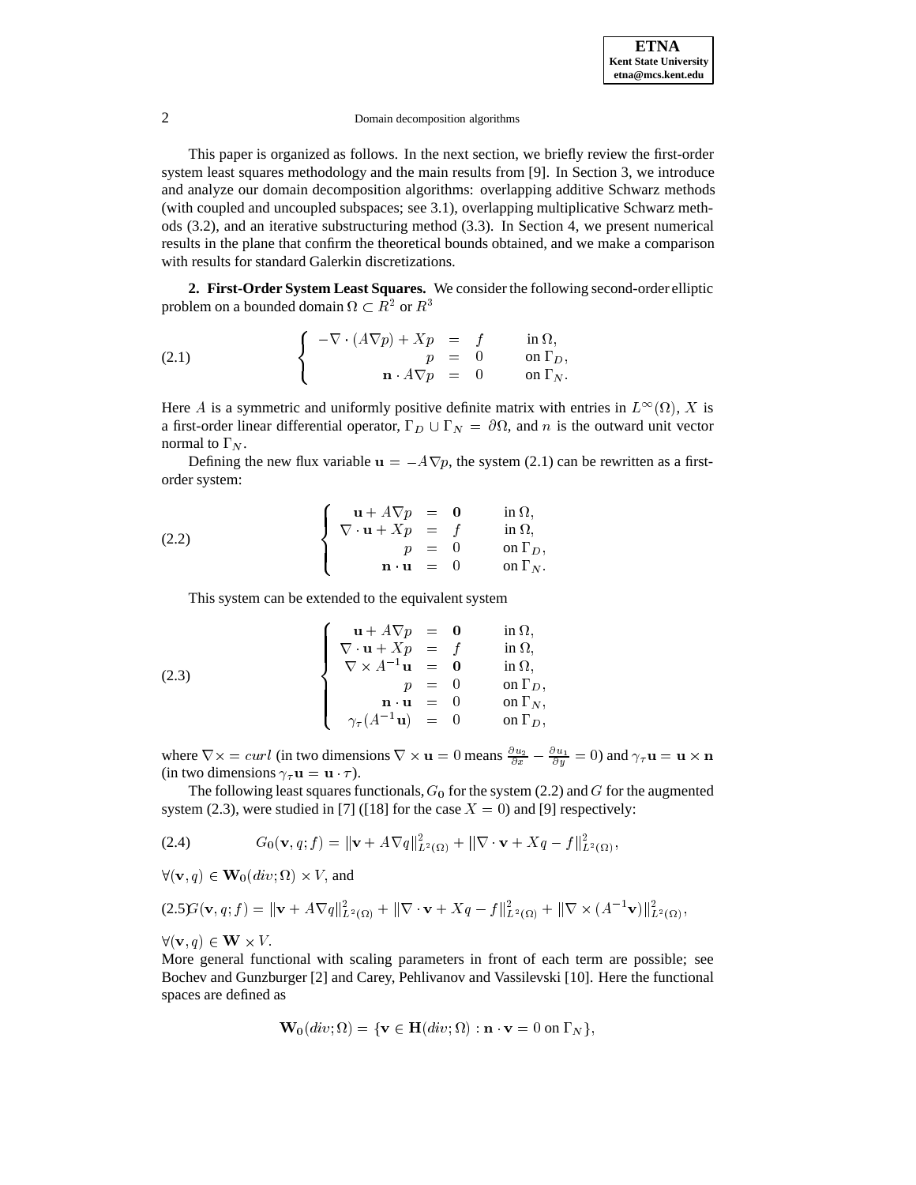This paper is organized as follows. In the next section, we briefly review the first-order system least squares methodology and the main results from [9]. In Section 3, we introduce and analyze our domain decomposition algorithms: overlapping additive Schwarz methods (with coupled and uncoupled subspaces; see 3.1), overlapping multiplicative Schwarz methods (3.2), and an iterative substructuring method (3.3). In Section 4, we present numerical results in the plane that confirm the theoretical bounds obtained, and we make a comparison with results for standard Galerkin discretizations.

## 2. First-Order System Least Squares.

We consider the following second-order elliptic problem on a bounded domain $\Omega \subset R^2$ or $R^3$

$$
\left\{
\begin{array}{rcll}
-\nabla \cdot (A\nabla p) + Xp & = & f & \text{in } \Omega, \\
p & = & 0 & \text{on } \Gamma_D, \\
\mathbf{n} \cdot A\nabla p & = & 0 & \text{on } \Gamma_N.
\end{array}
\right. \tag{2.1}
$$

Here $A$ is a symmetric and uniformly positive definite matrix with entries in $L^\infty(\Omega)$, $X$ is a first-order linear differential operator, $\Gamma_D \cup \Gamma_N = \partial\Omega$, and $n$ is the outward unit vector normal to $\Gamma_N$.

Defining the new flux variable $\mathbf{u} = -A\nabla p$, the system (2.1) can be rewritten as a first-order system:

$$
\left\{
\begin{array}{rcll}
\mathbf{u} + A\nabla p & = & \mathbf{0} & \text{in } \Omega, \\
\nabla \cdot \mathbf{u} + Xp & = & f & \text{in } \Omega, \\
p & = & 0 & \text{on } \Gamma_D, \\
\mathbf{n} \cdot \mathbf{u} & = & 0 & \text{on } \Gamma_N.
\end{array}
\right. \tag{2.2}
$$

This system can be extended to the equivalent system

$$
\left\{
\begin{array}{rcll}
\mathbf{u} + A\nabla p & = & \mathbf{0} & \text{in } \Omega, \\
\nabla \cdot \mathbf{u} + Xp & = & f & \text{in } \Omega, \\
\nabla \times A^{-1}\mathbf{u} & = & \mathbf{0} & \text{in } \Omega, \\
p & = & 0 & \text{on } \Gamma_D, \\
\mathbf{n} \cdot \mathbf{u} & = & 0 & \text{on } \Gamma_N, \\
\gamma_\tau(A^{-1}\mathbf{u}) & = & 0 & \text{on } \Gamma_D,
\end{array}
\right. \tag{2.3}
$$

where $\nabla \times = curl$ (in two dimensions $\nabla \times \mathbf{u} = 0$ means $\frac{\partial u_2}{\partial x} - \frac{\partial u_1}{\partial y} = 0$) and $\gamma_\tau \mathbf{u} = \mathbf{u} \times \mathbf{n}$ (in two dimensions $\gamma_\tau \mathbf{u} = \mathbf{u} \cdot \tau$).

The following least squares functionals, $G_0$ for the system (2.2) and $G$ for the augmented system (2.3), were studied in [7] ([18] for the case $X = 0$) and [9] respectively:

$$
G_0(\mathbf{v}, q; f) = \|\mathbf{v} + A\nabla q\|^2_{L^2(\Omega)} + \|\nabla \cdot \mathbf{v} + Xq - f\|^2_{L^2(\Omega)}, \tag{2.4}
$$

$\forall (\mathbf{v}, q) \in \mathbf{W}_0(div; \Omega) \times V$, and

$$
G(\mathbf{v}, q; f) = \|\mathbf{v} + A\nabla q\|^2_{L^2(\Omega)} + \|\nabla \cdot \mathbf{v} + Xq - f\|^2_{L^2(\Omega)} + \|\nabla \times (A^{-1}\mathbf{v})\|^2_{L^2(\Omega)}, \tag{2.5}
$$

$\forall (\mathbf{v}, q) \in \mathbf{W} \times V$.

More general functional with scaling parameters in front of each term are possible; see Bochev and Gunzburger [2] and Carey, Pehlivanov and Vassilevski [10]. Here the functional spaces are defined as

$$
\mathbf{W}_0(div; \Omega) = \{\mathbf{v} \in \mathbf{H}(div; \Omega) : \mathbf{n} \cdot \mathbf{v} = 0 \text{ on } \Gamma_N\},
$$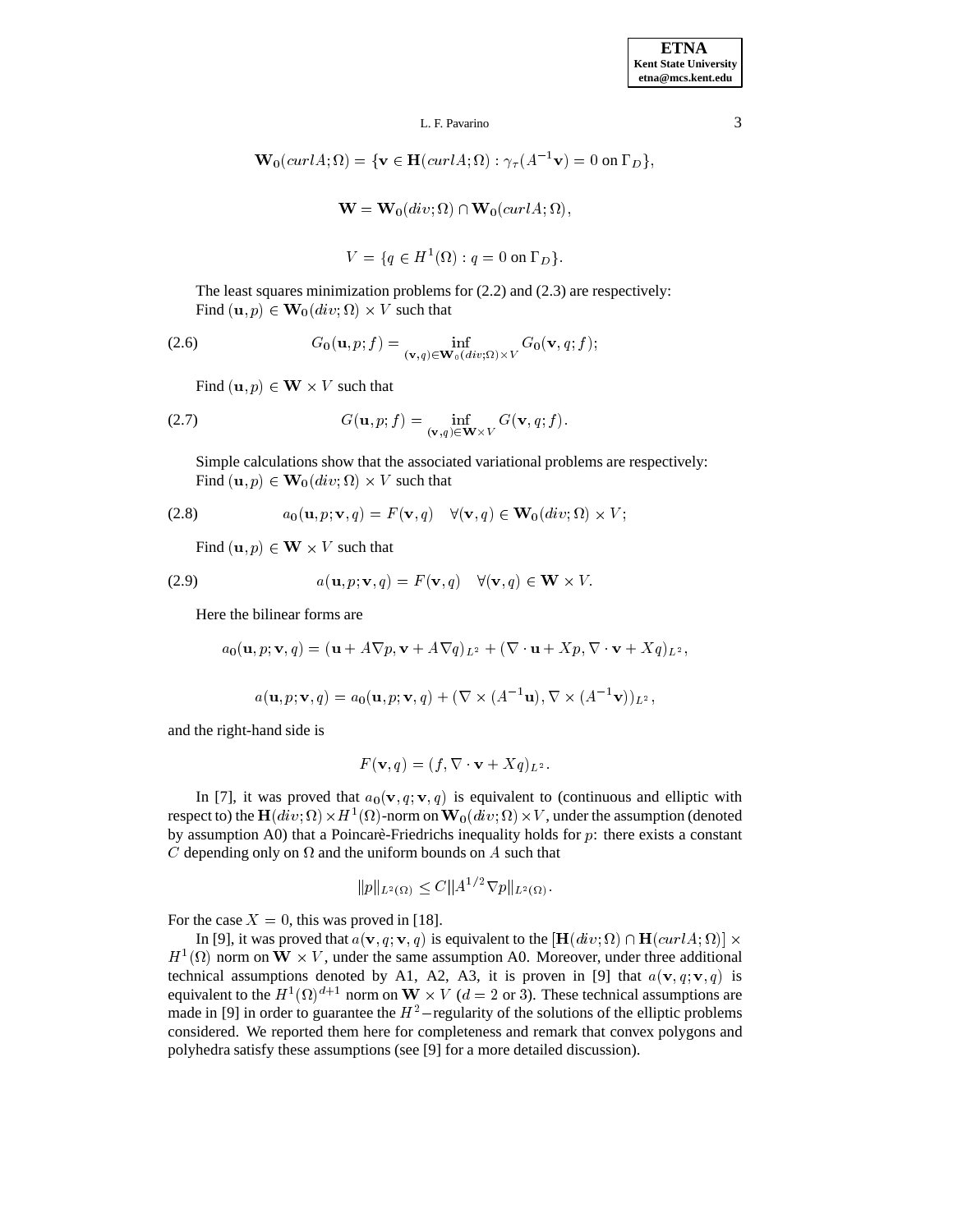$$\mathbf{W}_0(curlA;\Omega) = \{\mathbf{v} \in \mathbf{H}(curlA;\Omega) : \gamma_\tau(A^{-1}\mathbf{v}) = 0 \text{ on } \Gamma_D\},$$

$$\mathbf{W} = \mathbf{W}_0(div;\Omega) \cap \mathbf{W}_0(curlA;\Omega),$$

$$V = \{q \in H^1(\Omega) : q = 0 \text{ on } \Gamma_D\}.$$

The least squares minimization problems for (2.2) and (2.3) are respectively:
Find $(\mathbf{u}, p) \in \mathbf{W}_0(div;\Omega) \times V$ such that

$$G_0(\mathbf{u}, p; f) = \inf_{(\mathbf{v},q)\in \mathbf{W}_0(div;\Omega)\times V} G_0(\mathbf{v}, q; f); \tag{2.6}$$

Find $(\mathbf{u}, p) \in \mathbf{W} \times V$ such that

$$G(\mathbf{u}, p; f) = \inf_{(\mathbf{v},q)\in \mathbf{W}\times V} G(\mathbf{v}, q; f). \tag{2.7}$$

Simple calculations show that the associated variational problems are respectively:
Find $(\mathbf{u}, p) \in \mathbf{W}_0(div;\Omega) \times V$ such that

$$a_0(\mathbf{u}, p; \mathbf{v}, q) = F(\mathbf{v}, q) \quad \forall (\mathbf{v}, q) \in \mathbf{W}_0(div;\Omega) \times V; \tag{2.8}$$

Find $(\mathbf{u}, p) \in \mathbf{W} \times V$ such that

$$a(\mathbf{u}, p; \mathbf{v}, q) = F(\mathbf{v}, q) \quad \forall (\mathbf{v}, q) \in \mathbf{W} \times V. \tag{2.9}$$

Here the bilinear forms are

$$a_0(\mathbf{u}, p; \mathbf{v}, q) = (\mathbf{u} + A\nabla p, \mathbf{v} + A\nabla q)_{L^2} + (\nabla \cdot \mathbf{u} + Xp, \nabla \cdot \mathbf{v} + Xq)_{L^2},$$

$$a(\mathbf{u}, p; \mathbf{v}, q) = a_0(\mathbf{u}, p; \mathbf{v}, q) + (\nabla \times (A^{-1}\mathbf{u}), \nabla \times (A^{-1}\mathbf{v}))_{L^2},$$

and the right-hand side is

$$F(\mathbf{v}, q) = (f, \nabla \cdot \mathbf{v} + Xq)_{L^2}.$$

In [7], it was proved that $a_0(\mathbf{v}, q; \mathbf{v}, q)$ is equivalent to (continuous and elliptic with respect to) the $\mathbf{H}(div;\Omega) \times H^1(\Omega)$-norm on $\mathbf{W}_0(div;\Omega) \times V$, under the assumption (denoted by assumption A0) that a Poincarè-Friedrichs inequality holds for $p$: there exists a constant $C$ depending only on $\Omega$ and the uniform bounds on $A$ such that

$$\|p\|_{L^2(\Omega)} \leq C\|A^{1/2}\nabla p\|_{L^2(\Omega)}.$$

For the case $X = 0$, this was proved in [18].

In [9], it was proved that $a(\mathbf{v}, q; \mathbf{v}, q)$ is equivalent to the $[\mathbf{H}(div;\Omega) \cap \mathbf{H}(curlA;\Omega)] \times H^1(\Omega)$ norm on $\mathbf{W} \times V$, under the same assumption A0. Moreover, under three additional technical assumptions denoted by A1, A2, A3, it is proven in [9] that $a(\mathbf{v}, q; \mathbf{v}, q)$ is equivalent to the $H^1(\Omega)^{d+1}$ norm on $\mathbf{W} \times V$ ($d = 2$ or 3). These technical assumptions are made in [9] in order to guarantee the $H^2-$regularity of the solutions of the elliptic problems considered. We reported them here for completeness and remark that convex polygons and polyhedra satisfy these assumptions (see [9] for a more detailed discussion).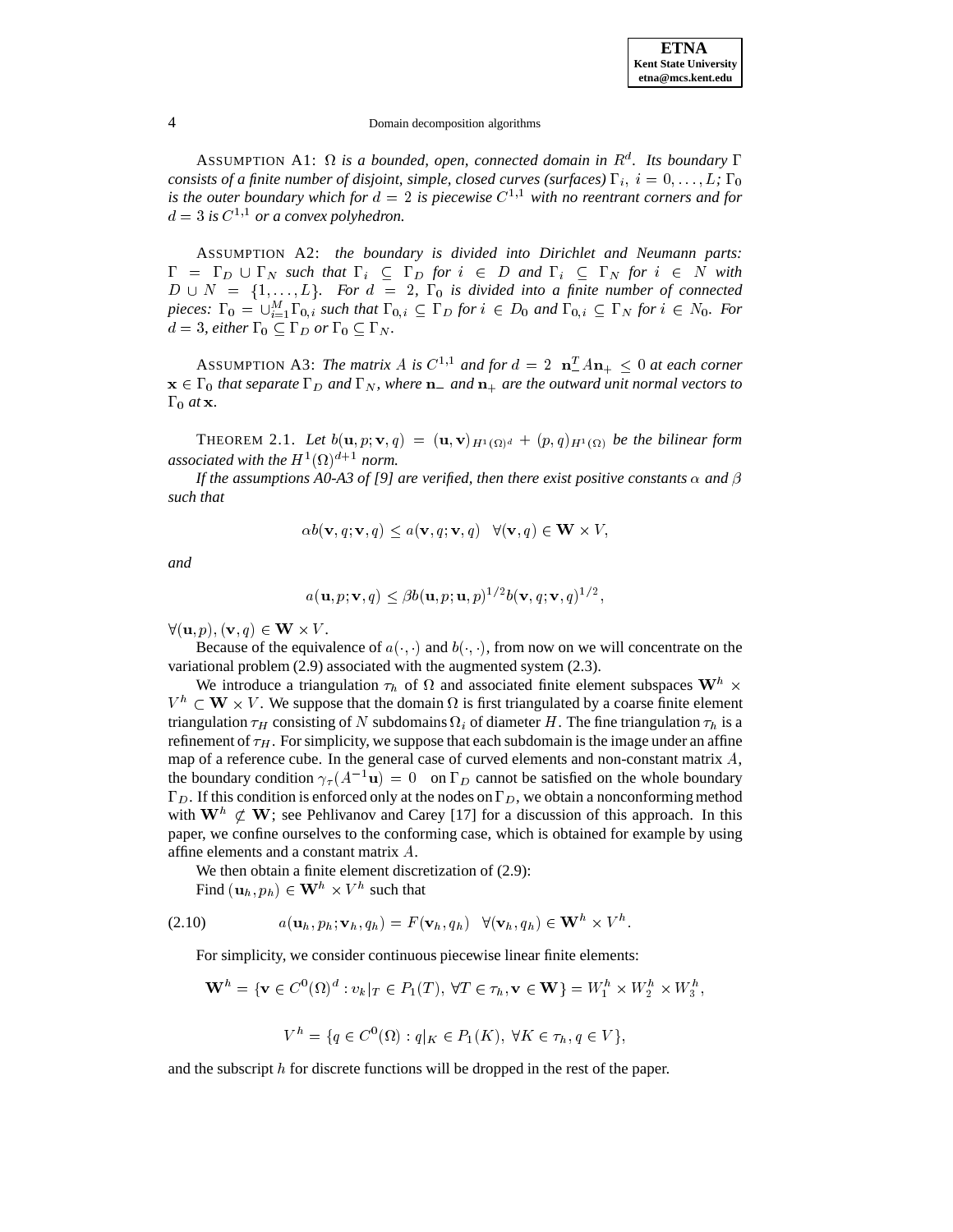ASSUMPTION A1: *$\Omega$ is a bounded, open, connected domain in $R^d$. Its boundary $\Gamma$ consists of a finite number of disjoint, simple, closed curves (surfaces) $\Gamma_i,\ i = 0, \ldots, L$; $\Gamma_0$ is the outer boundary which for $d = 2$ is piecewise $C^{1,1}$ with no reentrant corners and for $d = 3$ is $C^{1,1}$ or a convex polyhedron.*

ASSUMPTION A2: *the boundary is divided into Dirichlet and Neumann parts: $\Gamma = \Gamma_D \cup \Gamma_N$ such that $\Gamma_i \subseteq \Gamma_D$ for $i \in D$ and $\Gamma_i \subseteq \Gamma_N$ for $i \in N$ with $D \cup N = \{1, \ldots, L\}$. For $d = 2$, $\Gamma_0$ is divided into a finite number of connected pieces: $\Gamma_0 = \cup_{i=1}^{M} \Gamma_{0,i}$ such that $\Gamma_{0,i} \subseteq \Gamma_D$ for $i \in D_0$ and $\Gamma_{0,i} \subseteq \Gamma_N$ for $i \in N_0$. For $d = 3$, either $\Gamma_0 \subseteq \Gamma_D$ or $\Gamma_0 \subseteq \Gamma_N$.*

ASSUMPTION A3: *The matrix $A$ is $C^{1,1}$ and for $d = 2$ $\mathbf{n}_-^T A \mathbf{n}_+ \leq 0$ at each corner $\mathbf{x} \in \Gamma_0$ that separate $\Gamma_D$ and $\Gamma_N$, where $\mathbf{n}_-$ and $\mathbf{n}_+$ are the outward unit normal vectors to $\Gamma_0$ at $\mathbf{x}$.*

THEOREM 2.1. *Let $b(\mathbf{u}, p; \mathbf{v}, q) = (\mathbf{u}, \mathbf{v})_{H^1(\Omega)^d} + (p, q)_{H^1(\Omega)}$ be the bilinear form associated with the $H^1(\Omega)^{d+1}$ norm.*

*If the assumptions A0-A3 of [9] are verified, then there exist positive constants $\alpha$ and $\beta$ such that*

$$\alpha b(\mathbf{v}, q; \mathbf{v}, q) \leq a(\mathbf{v}, q; \mathbf{v}, q) \quad \forall (\mathbf{v}, q) \in \mathbf{W} \times V,$$

*and*

$$a(\mathbf{u}, p; \mathbf{v}, q) \leq \beta b(\mathbf{u}, p; \mathbf{u}, p)^{1/2} b(\mathbf{v}, q; \mathbf{v}, q)^{1/2},$$

$\forall (\mathbf{u}, p), (\mathbf{v}, q) \in \mathbf{W} \times V$.

Because of the equivalence of $a(\cdot, \cdot)$ and $b(\cdot, \cdot)$, from now on we will concentrate on the variational problem (2.9) associated with the augmented system (2.3).

We introduce a triangulation $\tau_h$ of $\Omega$ and associated finite element subspaces $\mathbf{W}^h \times V^h \subset \mathbf{W} \times V$. We suppose that the domain $\Omega$ is first triangulated by a coarse finite element triangulation $\tau_H$ consisting of $N$ subdomains $\Omega_i$ of diameter $H$. The fine triangulation $\tau_h$ is a refinement of $\tau_H$. For simplicity, we suppose that each subdomain is the image under an affine map of a reference cube. In the general case of curved elements and non-constant matrix $A$, the boundary condition $\gamma_\tau(A^{-1}\mathbf{u}) = 0$ on $\Gamma_D$ cannot be satisfied on the whole boundary $\Gamma_D$. If this condition is enforced only at the nodes on $\Gamma_D$, we obtain a nonconforming method with $\mathbf{W}^h \not\subset \mathbf{W}$; see Pehlivanov and Carey [17] for a discussion of this approach. In this paper, we confine ourselves to the conforming case, which is obtained for example by using affine elements and a constant matrix $A$.

We then obtain a finite element discretization of (2.9):

Find $(\mathbf{u}_h, p_h) \in \mathbf{W}^h \times V^h$ such that

$$a(\mathbf{u}_h, p_h; \mathbf{v}_h, q_h) = F(\mathbf{v}_h, q_h) \quad \forall (\mathbf{v}_h, q_h) \in \mathbf{W}^h \times V^h. \tag{2.10}$$

For simplicity, we consider continuous piecewise linear finite elements:

$$\mathbf{W}^h = \{\mathbf{v} \in C^0(\Omega)^d : v_k|_T \in P_1(T),\ \forall T \in \tau_h, \mathbf{v} \in \mathbf{W}\} = W_1^h \times W_2^h \times W_3^h,$$

$$V^h = \{q \in C^0(\Omega) : q|_K \in P_1(K),\ \forall K \in \tau_h, q \in V\},$$

and the subscript $h$ for discrete functions will be dropped in the rest of the paper.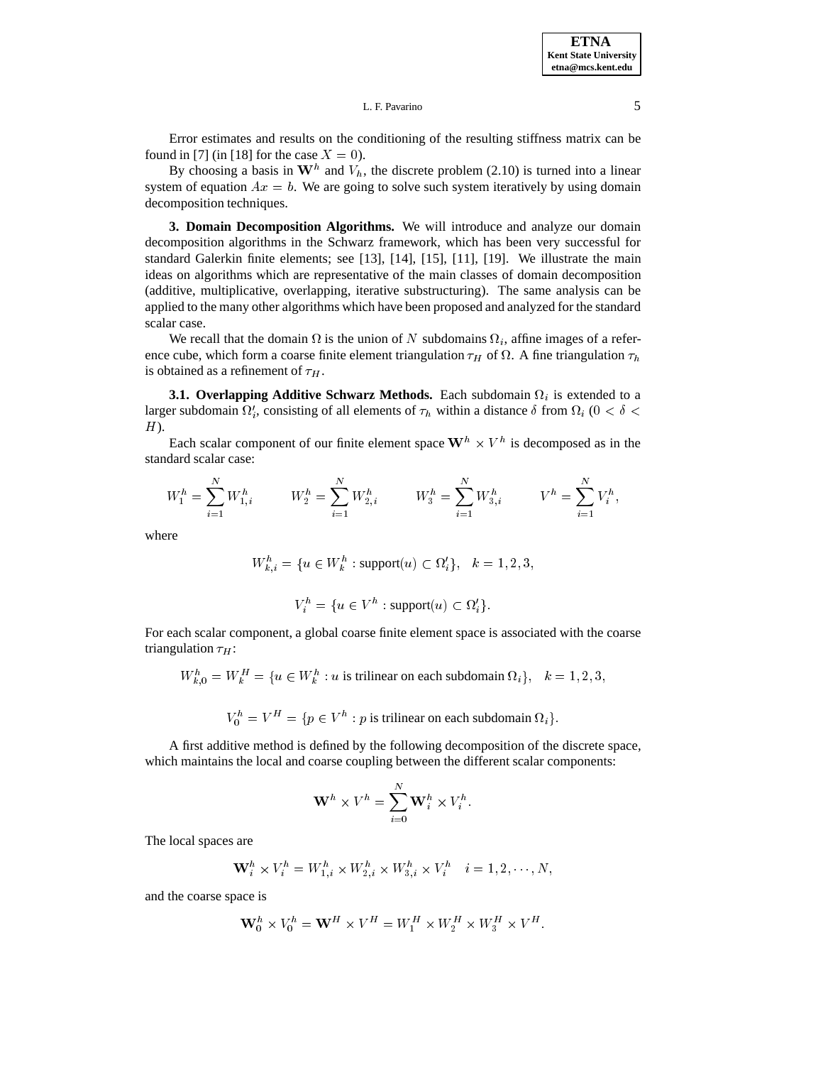Error estimates and results on the conditioning of the resulting stiffness matrix can be found in [7] (in [18] for the case $X = 0$).

By choosing a basis in $\mathbf{W}^h$ and $V_h$, the discrete problem (2.10) is turned into a linear system of equation $Ax = b$. We are going to solve such system iteratively by using domain decomposition techniques.

**3. Domain Decomposition Algorithms.** We will introduce and analyze our domain decomposition algorithms in the Schwarz framework, which has been very successful for standard Galerkin finite elements; see [13], [14], [15], [11], [19]. We illustrate the main ideas on algorithms which are representative of the main classes of domain decomposition (additive, multiplicative, overlapping, iterative substructuring). The same analysis can be applied to the many other algorithms which have been proposed and analyzed for the standard scalar case.

We recall that the domain $\Omega$ is the union of $N$ subdomains $\Omega_i$, affine images of a reference cube, which form a coarse finite element triangulation $\tau_H$ of $\Omega$. A fine triangulation $\tau_h$ is obtained as a refinement of $\tau_H$.

**3.1. Overlapping Additive Schwarz Methods.** Each subdomain $\Omega_i$ is extended to a larger subdomain $\Omega_i'$, consisting of all elements of $\tau_h$ within a distance $\delta$ from $\Omega_i$ ($0 < \delta < H$).

Each scalar component of our finite element space $\mathbf{W}^h \times V^h$ is decomposed as in the standard scalar case:

$$W_1^h = \sum_{i=1}^{N} W_{1,i}^h \qquad W_2^h = \sum_{i=1}^{N} W_{2,i}^h \qquad W_3^h = \sum_{i=1}^{N} W_{3,i}^h \qquad V^h = \sum_{i=1}^{N} V_i^h,$$

where

$$W_{k,i}^h = \{u \in W_k^h : \text{support}(u) \subset \Omega_i'\}, \quad k = 1,2,3,$$

$$V_i^h = \{u \in V^h : \text{support}(u) \subset \Omega_i'\}.$$

For each scalar component, a global coarse finite element space is associated with the coarse triangulation $\tau_H$:

$$W_{k,0}^h = W_k^H = \{u \in W_k^h : u \text{ is trilinear on each subdomain } \Omega_i\}, \quad k = 1,2,3,$$

$$V_0^h = V^H = \{p \in V^h : p \text{ is trilinear on each subdomain } \Omega_i\}.$$

A first additive method is defined by the following decomposition of the discrete space, which maintains the local and coarse coupling between the different scalar components:

$$\mathbf{W}^h \times V^h = \sum_{i=0}^{N} \mathbf{W}_i^h \times V_i^h.$$

The local spaces are

$$\mathbf{W}_i^h \times V_i^h = W_{1,i}^h \times W_{2,i}^h \times W_{3,i}^h \times V_i^h \quad i = 1, 2, \cdots, N,$$

and the coarse space is

$$\mathbf{W}_0^h \times V_0^h = \mathbf{W}^H \times V^H = W_1^H \times W_2^H \times W_3^H \times V^H.$$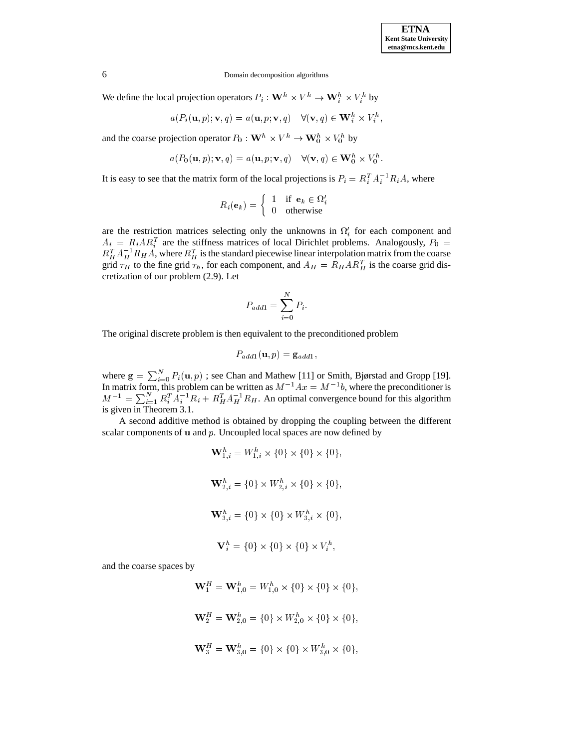We define the local projection operators $P_i : \mathbf{W}^h \times V^h \rightarrow \mathbf{W}_i^h \times V_i^h$ by

$$a(P_i(\mathbf{u}, p); \mathbf{v}, q) = a(\mathbf{u}, p; \mathbf{v}, q) \quad \forall (\mathbf{v}, q) \in \mathbf{W}_i^h \times V_i^h,$$

and the coarse projection operator $P_0 : \mathbf{W}^h \times V^h \rightarrow \mathbf{W}_0^h \times V_0^h$ by

$$a(P_0(\mathbf{u}, p); \mathbf{v}, q) = a(\mathbf{u}, p; \mathbf{v}, q) \quad \forall (\mathbf{v}, q) \in \mathbf{W}_0^h \times V_0^h.$$

It is easy to see that the matrix form of the local projections is $P_i = R_i^T A_i^{-1} R_i A$, where

$$R_i(\mathbf{e}_k) = \begin{cases} 1 & \text{if } \mathbf{e}_k \in \Omega_i' \\ 0 & \text{otherwise} \end{cases}$$

are the restriction matrices selecting only the unknowns in $\Omega_i'$ for each component and $A_i = R_i A R_i^T$ are the stiffness matrices of local Dirichlet problems. Analogously, $P_0 = R_H^T A_H^{-1} R_H A$, where $R_H^T$ is the standard piecewise linear interpolation matrix from the coarse grid $\tau_H$ to the fine grid $\tau_h$, for each component, and $A_H = R_H A R_H^T$ is the coarse grid discretization of our problem (2.9). Let

$$P_{add1} = \sum_{i=0}^{N} P_i.$$

The original discrete problem is then equivalent to the preconditioned problem

$$P_{add1}(\mathbf{u}, p) = \mathbf{g}_{add1},$$

where $\mathbf{g} = \sum_{i=0}^{N} P_i(\mathbf{u}, p)$ ; see Chan and Mathew [11] or Smith, Bjørstad and Gropp [19]. In matrix form, this problem can be written as $M^{-1}Ax = M^{-1}b$, where the preconditioner is $M^{-1} = \sum_{i=1}^{N} R_i^T A_i^{-1} R_i + R_H^T A_H^{-1} R_H$. An optimal convergence bound for this algorithm is given in Theorem 3.1.

A second additive method is obtained by dropping the coupling between the different scalar components of $\mathbf{u}$ and $p$. Uncoupled local spaces are now defined by

$$\mathbf{W}_{1,i}^h = W_{1,i}^h \times \{0\} \times \{0\} \times \{0\},$$

$$\mathbf{W}_{2,i}^h = \{0\} \times W_{2,i}^h \times \{0\} \times \{0\},$$

$$\mathbf{W}_{3,i}^h = \{0\} \times \{0\} \times W_{3,i}^h \times \{0\},$$

$$\mathbf{V}_i^h = \{0\} \times \{0\} \times \{0\} \times V_i^h,$$

and the coarse spaces by

$$\mathbf{W}_1^H = \mathbf{W}_{1,0}^h = W_{1,0}^h \times \{0\} \times \{0\} \times \{0\},$$

$$\mathbf{W}_2^H = \mathbf{W}_{2,0}^h = \{0\} \times W_{2,0}^h \times \{0\} \times \{0\},$$

$$\mathbf{W}_3^H = \mathbf{W}_{3,0}^h = \{0\} \times \{0\} \times W_{3,0}^h \times \{0\},$$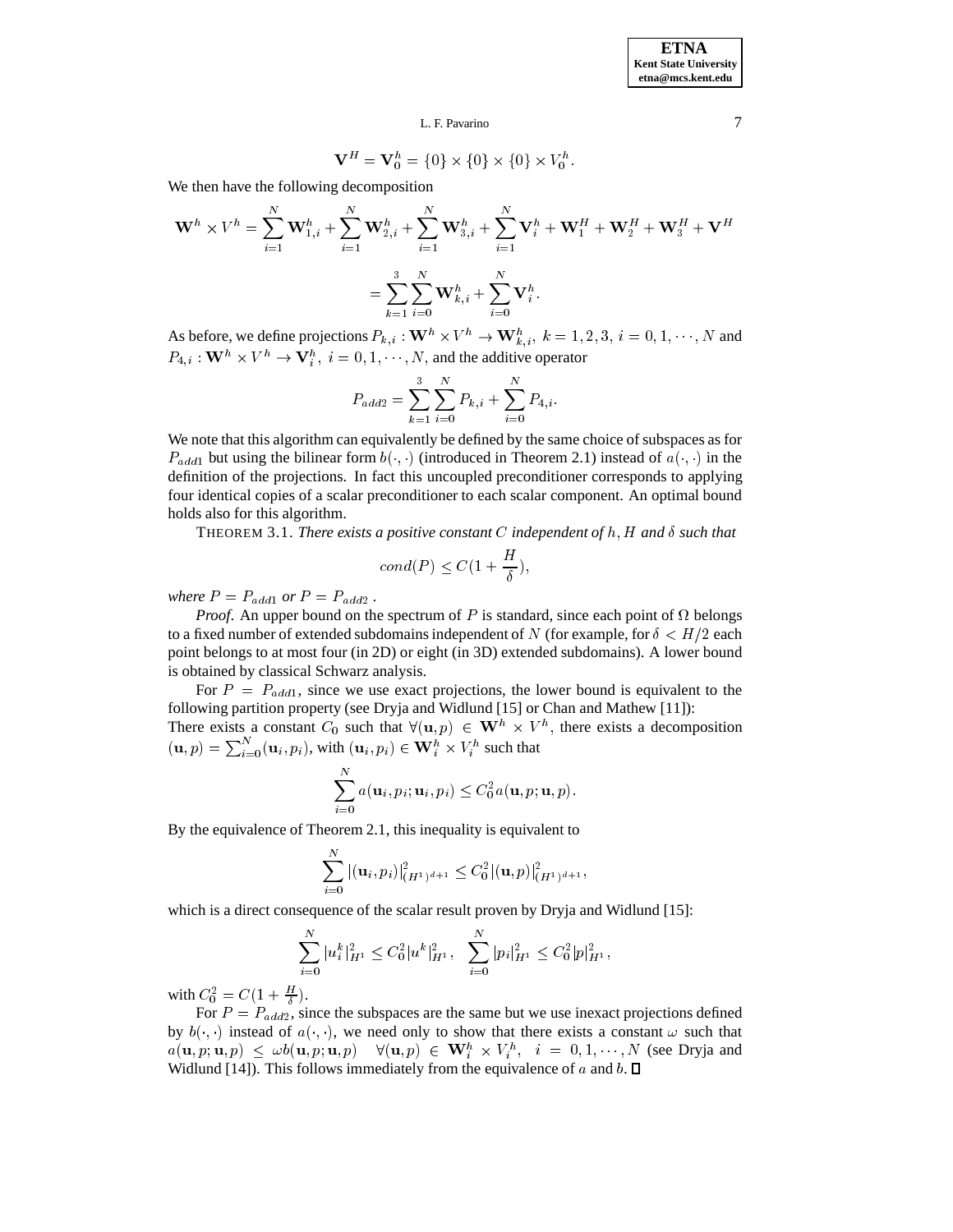$$\mathbf{V}^H = \mathbf{V}_0^h = \{0\} \times \{0\} \times \{0\} \times V_0^h.$$

We then have the following decomposition

$$\mathbf{W}^h \times V^h = \sum_{i=1}^N \mathbf{W}_{1,i}^h + \sum_{i=1}^N \mathbf{W}_{2,i}^h + \sum_{i=1}^N \mathbf{W}_{3,i}^h + \sum_{i=1}^N \mathbf{V}_i^h + \mathbf{W}_1^H + \mathbf{W}_2^H + \mathbf{W}_3^H + \mathbf{V}^H$$

$$= \sum_{k=1}^3 \sum_{i=0}^N \mathbf{W}_{k,i}^h + \sum_{i=0}^N \mathbf{V}_i^h.$$

As before, we define projections $P_{k,i} : \mathbf{W}^h \times V^h \to \mathbf{W}_{k,i}^h,\ k = 1,2,3,\ i = 0,1,\cdots,N$ and $P_{4,i} : \mathbf{W}^h \times V^h \to \mathbf{V}_i^h,\ i = 0,1,\cdots,N$, and the additive operator

$$P_{add2} = \sum_{k=1}^3 \sum_{i=0}^N P_{k,i} + \sum_{i=0}^N P_{4,i}.$$

We note that this algorithm can equivalently be defined by the same choice of subspaces as for $P_{add1}$ but using the bilinear form $b(\cdot,\cdot)$ (introduced in Theorem 2.1) instead of $a(\cdot,\cdot)$ in the definition of the projections. In fact this uncoupled preconditioner corresponds to applying four identical copies of a scalar preconditioner to each scalar component. An optimal bound holds also for this algorithm.

THEOREM 3.1. *There exists a positive constant $C$ independent of $h, H$ and $\delta$ such that*

$$cond(P) \leq C(1 + \frac{H}{\delta}),$$

*where $P = P_{add1}$ or $P = P_{add2}$ .*

*Proof.* An upper bound on the spectrum of $P$ is standard, since each point of $\Omega$ belongs to a fixed number of extended subdomains independent of $N$ (for example, for $\delta < H/2$ each point belongs to at most four (in 2D) or eight (in 3D) extended subdomains). A lower bound is obtained by classical Schwarz analysis.

For $P = P_{add1}$, since we use exact projections, the lower bound is equivalent to the following partition property (see Dryja and Widlund [15] or Chan and Mathew [11]):
There exists a constant $C_0$ such that $\forall (\mathbf{u}, p) \in \mathbf{W}^h \times V^h$, there exists a decomposition $(\mathbf{u}, p) = \sum_{i=0}^N (\mathbf{u}_i, p_i)$, with $(\mathbf{u}_i, p_i) \in \mathbf{W}_i^h \times V_i^h$ such that

$$\sum_{i=0}^N a(\mathbf{u}_i, p_i; \mathbf{u}_i, p_i) \leq C_0^2 a(\mathbf{u}, p; \mathbf{u}, p).$$

By the equivalence of Theorem 2.1, this inequality is equivalent to

$$\sum_{i=0}^N |(\mathbf{u}_i, p_i)|^2_{(H^1)^{d+1}} \leq C_0^2 |(\mathbf{u}, p)|^2_{(H^1)^{d+1}},$$

which is a direct consequence of the scalar result proven by Dryja and Widlund [15]:

$$\sum_{i=0}^N |u_i^k|^2_{H^1} \leq C_0^2 |u^k|^2_{H^1}, \quad \sum_{i=0}^N |p_i|^2_{H^1} \leq C_0^2 |p|^2_{H^1},$$

with $C_0^2 = C(1 + \frac{H}{\delta})$.

For $P = P_{add2}$, since the subspaces are the same but we use inexact projections defined by $b(\cdot,\cdot)$ instead of $a(\cdot,\cdot)$, we need only to show that there exists a constant $\omega$ such that $a(\mathbf{u}, p; \mathbf{u}, p) \leq \omega b(\mathbf{u}, p; \mathbf{u}, p) \quad \forall (\mathbf{u}, p) \in \mathbf{W}_i^h \times V_i^h, \quad i = 0, 1, \cdots, N$ (see Dryja and Widlund [14]). This follows immediately from the equivalence of $a$ and $b$. ∎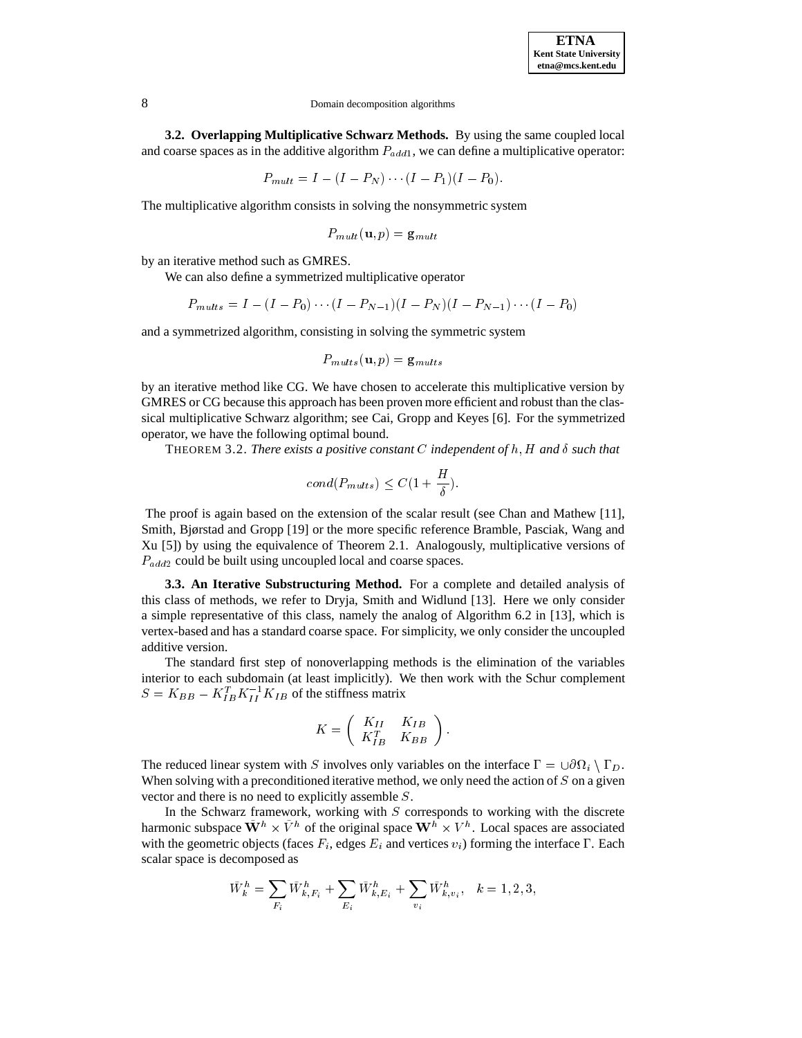**3.2. Overlapping Multiplicative Schwarz Methods.** By using the same coupled local and coarse spaces as in the additive algorithm $P_{add1}$, we can define a multiplicative operator:

$$P_{mult} = I - (I - P_N) \cdots (I - P_1)(I - P_0).$$

The multiplicative algorithm consists in solving the nonsymmetric system

$$P_{mult}(\mathbf{u}, p) = \mathbf{g}_{mult}$$

by an iterative method such as GMRES.

We can also define a symmetrized multiplicative operator

$$P_{mults} = I - (I - P_0) \cdots (I - P_{N-1})(I - P_N)(I - P_{N-1}) \cdots (I - P_0)$$

and a symmetrized algorithm, consisting in solving the symmetric system

$$P_{mults}(\mathbf{u}, p) = \mathbf{g}_{mults}$$

by an iterative method like CG. We have chosen to accelerate this multiplicative version by GMRES or CG because this approach has been proven more efficient and robust than the classical multiplicative Schwarz algorithm; see Cai, Gropp and Keyes [6]. For the symmetrized operator, we have the following optimal bound.

THEOREM 3.2. *There exists a positive constant $C$ independent of $h, H$ and $\delta$ such that*

$$cond(P_{mults}) \leq C(1 + \frac{H}{\delta}).$$

The proof is again based on the extension of the scalar result (see Chan and Mathew [11], Smith, Bjørstad and Gropp [19] or the more specific reference Bramble, Pasciak, Wang and Xu [5]) by using the equivalence of Theorem 2.1. Analogously, multiplicative versions of $P_{add2}$ could be built using uncoupled local and coarse spaces.

**3.3. An Iterative Substructuring Method.** For a complete and detailed analysis of this class of methods, we refer to Dryja, Smith and Widlund [13]. Here we only consider a simple representative of this class, namely the analog of Algorithm 6.2 in [13], which is vertex-based and has a standard coarse space. For simplicity, we only consider the uncoupled additive version.

The standard first step of nonoverlapping methods is the elimination of the variables interior to each subdomain (at least implicitly). We then work with the Schur complement $S = K_{BB} - K_{IB}^T K_{II}^{-1} K_{IB}$ of the stiffness matrix

$$K = \begin{pmatrix} K_{II} & K_{IB} \\ K_{IB}^T & K_{BB} \end{pmatrix}.$$

The reduced linear system with $S$ involves only variables on the interface $\Gamma = \cup \partial\Omega_i \setminus \Gamma_D$. When solving with a preconditioned iterative method, we only need the action of $S$ on a given vector and there is no need to explicitly assemble $S$.

In the Schwarz framework, working with $S$ corresponds to working with the discrete harmonic subspace $\bar{\mathbf{W}}^h \times \bar{V}^h$ of the original space $\mathbf{W}^h \times V^h$. Local spaces are associated with the geometric objects (faces $F_i$, edges $E_i$ and vertices $v_i$) forming the interface $\Gamma$. Each scalar space is decomposed as

$$\bar{W}_k^h = \sum_{F_i} \bar{W}_{k,F_i}^h + \sum_{E_i} \bar{W}_{k,E_i}^h + \sum_{v_i} \bar{W}_{k,v_i}^h, \quad k = 1, 2, 3,$$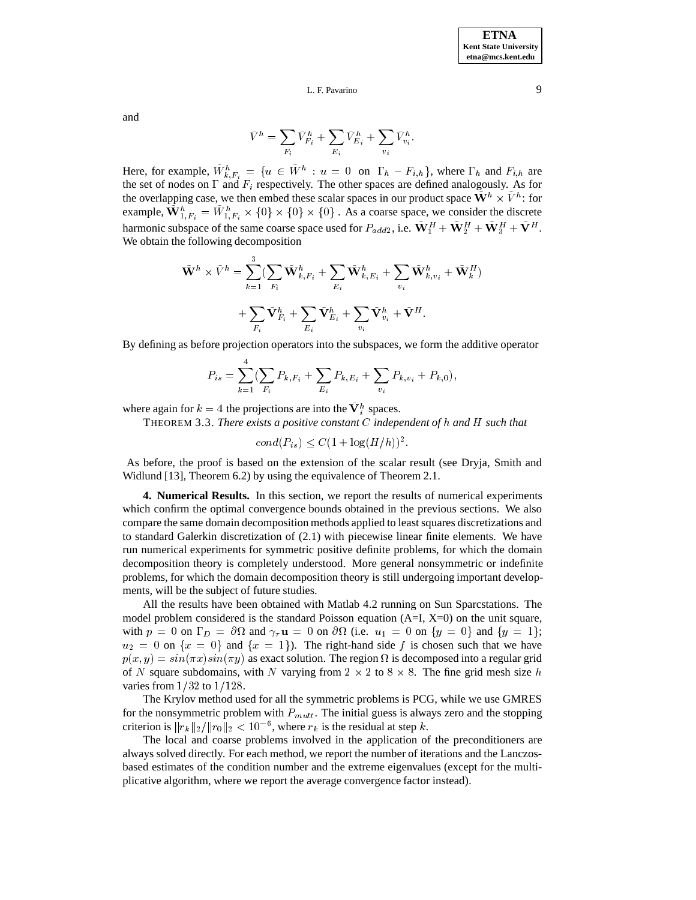and

$$\bar{V}^h = \sum_{F_i} \bar{V}^h_{F_i} + \sum_{E_i} \bar{V}^h_{E_i} + \sum_{v_i} \bar{V}^h_{v_i}.$$

Here, for example, $\bar{W}^h_{k,F_i} = \{u \in \bar{W}^h : u = 0 \text{ on } \Gamma_h - F_{i,h}\}$, where $\Gamma_h$ and $F_{i,h}$ are the set of nodes on $\Gamma$ and $F_i$ respectively. The other spaces are defined analogously. As for the overlapping case, we then embed these scalar spaces in our product space $\bar{\mathbf{W}}^h \times \bar{V}^h$: for example, $\bar{\mathbf{W}}^h_{1,F_i} = \bar{W}^h_{1,F_i} \times \{0\} \times \{0\} \times \{0\}$ . As a coarse space, we consider the discrete harmonic subspace of the same coarse space used for $P_{add2}$, i.e. $\bar{\mathbf{W}}^H_1 + \bar{\mathbf{W}}^H_2 + \bar{\mathbf{W}}^H_3 + \bar{\mathbf{V}}^H$. We obtain the following decomposition

$$\bar{\mathbf{W}}^h \times \bar{V}^h = \sum_{k=1}^{3} (\sum_{F_i} \bar{\mathbf{W}}^h_{k,F_i} + \sum_{E_i} \bar{\mathbf{W}}^h_{k,E_i} + \sum_{v_i} \bar{\mathbf{W}}^h_{k,v_i} + \bar{\mathbf{W}}^H_k)$$

$$+ \sum_{F_i} \bar{\mathbf{V}}^h_{F_i} + \sum_{E_i} \bar{\mathbf{V}}^h_{E_i} + \sum_{v_i} \bar{\mathbf{V}}^h_{v_i} + \bar{\mathbf{V}}^H.$$

By defining as before projection operators into the subspaces, we form the additive operator

$$P_{is} = \sum_{k=1}^{4} (\sum_{F_i} P_{k,F_i} + \sum_{E_i} P_{k,E_i} + \sum_{v_i} P_{k,v_i} + P_{k,0}),$$

where again for $k = 4$ the projections are into the $\bar{\mathbf{V}}^h_i$ spaces.

THEOREM 3.3. *There exists a positive constant $C$ independent of $h$ and $H$ such that*

$$cond(P_{is}) \leq C(1 + \log(H/h))^2.$$

As before, the proof is based on the extension of the scalar result (see Dryja, Smith and Widlund [13], Theorem 6.2) by using the equivalence of Theorem 2.1.

**4. Numerical Results.** In this section, we report the results of numerical experiments which confirm the optimal convergence bounds obtained in the previous sections. We also compare the same domain decomposition methods applied to least squares discretizations and to standard Galerkin discretization of (2.1) with piecewise linear finite elements. We have run numerical experiments for symmetric positive definite problems, for which the domain decomposition theory is completely understood. More general nonsymmetric or indefinite problems, for which the domain decomposition theory is still undergoing important developments, will be the subject of future studies.

All the results have been obtained with Matlab 4.2 running on Sun Sparcstations. The model problem considered is the standard Poisson equation (A=I, X=0) on the unit square, with $p = 0$ on $\Gamma_D = \partial\Omega$ and $\gamma_\tau \mathbf{u} = 0$ on $\partial\Omega$ (i.e. $u_1 = 0$ on $\{y = 0\}$ and $\{y = 1\}$; $u_2 = 0$ on $\{x = 0\}$ and $\{x = 1\}$). The right-hand side $f$ is chosen such that we have $p(x, y) = sin(\pi x) sin(\pi y)$ as exact solution. The region $\Omega$ is decomposed into a regular grid of $N$ square subdomains, with $N$ varying from $2 \times 2$ to $8 \times 8$. The fine grid mesh size $h$ varies from $1/32$ to $1/128$.

The Krylov method used for all the symmetric problems is PCG, while we use GMRES for the nonsymmetric problem with $P_{mult}$. The initial guess is always zero and the stopping criterion is $\|r_k\|_2/\|r_0\|_2 < 10^{-6}$, where $r_k$ is the residual at step $k$.

The local and coarse problems involved in the application of the preconditioners are always solved directly. For each method, we report the number of iterations and the Lanczos-based estimates of the condition number and the extreme eigenvalues (except for the multiplicative algorithm, where we report the average convergence factor instead).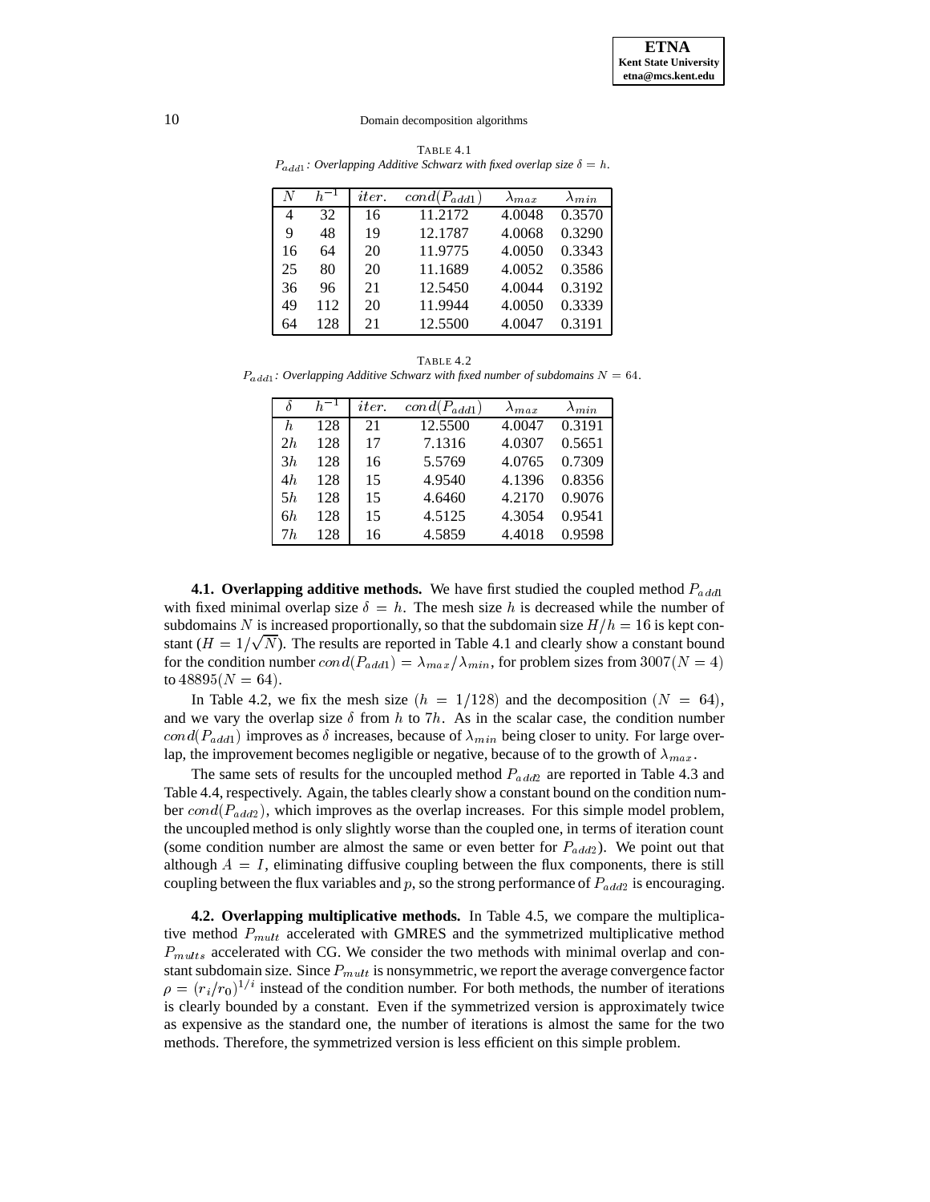TABLE 4.1

$P_{add1}$: *Overlapping Additive Schwarz with fixed overlap size* $\delta = h$.

| $N$ | $h^{-1}$ | $iter.$ | $cond(P_{add1})$ | $\lambda_{max}$ | $\lambda_{min}$ |
|---|---|---|---|---|---|
| 4 | 32 | 16 | 11.2172 | 4.0048 | 0.3570 |
| 9 | 48 | 19 | 12.1787 | 4.0068 | 0.3290 |
| 16 | 64 | 20 | 11.9775 | 4.0050 | 0.3343 |
| 25 | 80 | 20 | 11.1689 | 4.0052 | 0.3586 |
| 36 | 96 | 21 | 12.5450 | 4.0044 | 0.3192 |
| 49 | 112 | 20 | 11.9944 | 4.0050 | 0.3339 |
| 64 | 128 | 21 | 12.5500 | 4.0047 | 0.3191 |

TABLE 4.2

$P_{add1}$: *Overlapping Additive Schwarz with fixed number of subdomains* $N = 64$.

| $\delta$ | $h^{-1}$ | $iter.$ | $cond(P_{add1})$ | $\lambda_{max}$ | $\lambda_{min}$ |
|---|---|---|---|---|---|
| $h$ | 128 | 21 | 12.5500 | 4.0047 | 0.3191 |
| $2h$ | 128 | 17 | 7.1316 | 4.0307 | 0.5651 |
| $3h$ | 128 | 16 | 5.5769 | 4.0765 | 0.7309 |
| $4h$ | 128 | 15 | 4.9540 | 4.1396 | 0.8356 |
| $5h$ | 128 | 15 | 4.6460 | 4.2170 | 0.9076 |
| $6h$ | 128 | 15 | 4.5125 | 4.3054 | 0.9541 |
| $7h$ | 128 | 16 | 4.5859 | 4.4018 | 0.9598 |

**4.1. Overlapping additive methods.** We have first studied the coupled method $P_{add1}$ with fixed minimal overlap size $\delta = h$. The mesh size $h$ is decreased while the number of subdomains $N$ is increased proportionally, so that the subdomain size $H/h = 16$ is kept constant ($H = 1/\sqrt{N}$). The results are reported in Table 4.1 and clearly show a constant bound for the condition number $cond(P_{add1}) = \lambda_{max}/\lambda_{min}$, for problem sizes from $3007 (N = 4)$ to $48895 (N = 64)$.

In Table 4.2, we fix the mesh size ($h = 1/128$) and the decomposition ($N = 64$), and we vary the overlap size $\delta$ from $h$ to $7h$. As in the scalar case, the condition number $cond(P_{add1})$ improves as $\delta$ increases, because of $\lambda_{min}$ being closer to unity. For large overlap, the improvement becomes negligible or negative, because of to the growth of $\lambda_{max}$.

The same sets of results for the uncoupled method $P_{add2}$ are reported in Table 4.3 and Table 4.4, respectively. Again, the tables clearly show a constant bound on the condition number $cond(P_{add2})$, which improves as the overlap increases. For this simple model problem, the uncoupled method is only slightly worse than the coupled one, in terms of iteration count (some condition number are almost the same or even better for $P_{add2}$). We point out that although $A = I$, eliminating diffusive coupling between the flux components, there is still coupling between the flux variables and $p$, so the strong performance of $P_{add2}$ is encouraging.

**4.2. Overlapping multiplicative methods.** In Table 4.5, we compare the multiplicative method $P_{mult}$ accelerated with GMRES and the symmetrized multiplicative method $P_{mults}$ accelerated with CG. We consider the two methods with minimal overlap and constant subdomain size. Since $P_{mult}$ is nonsymmetric, we report the average convergence factor $\rho = (r_i/r_0)^{1/i}$ instead of the condition number. For both methods, the number of iterations is clearly bounded by a constant. Even if the symmetrized version is approximately twice as expensive as the standard one, the number of iterations is almost the same for the two methods. Therefore, the symmetrized version is less efficient on this simple problem.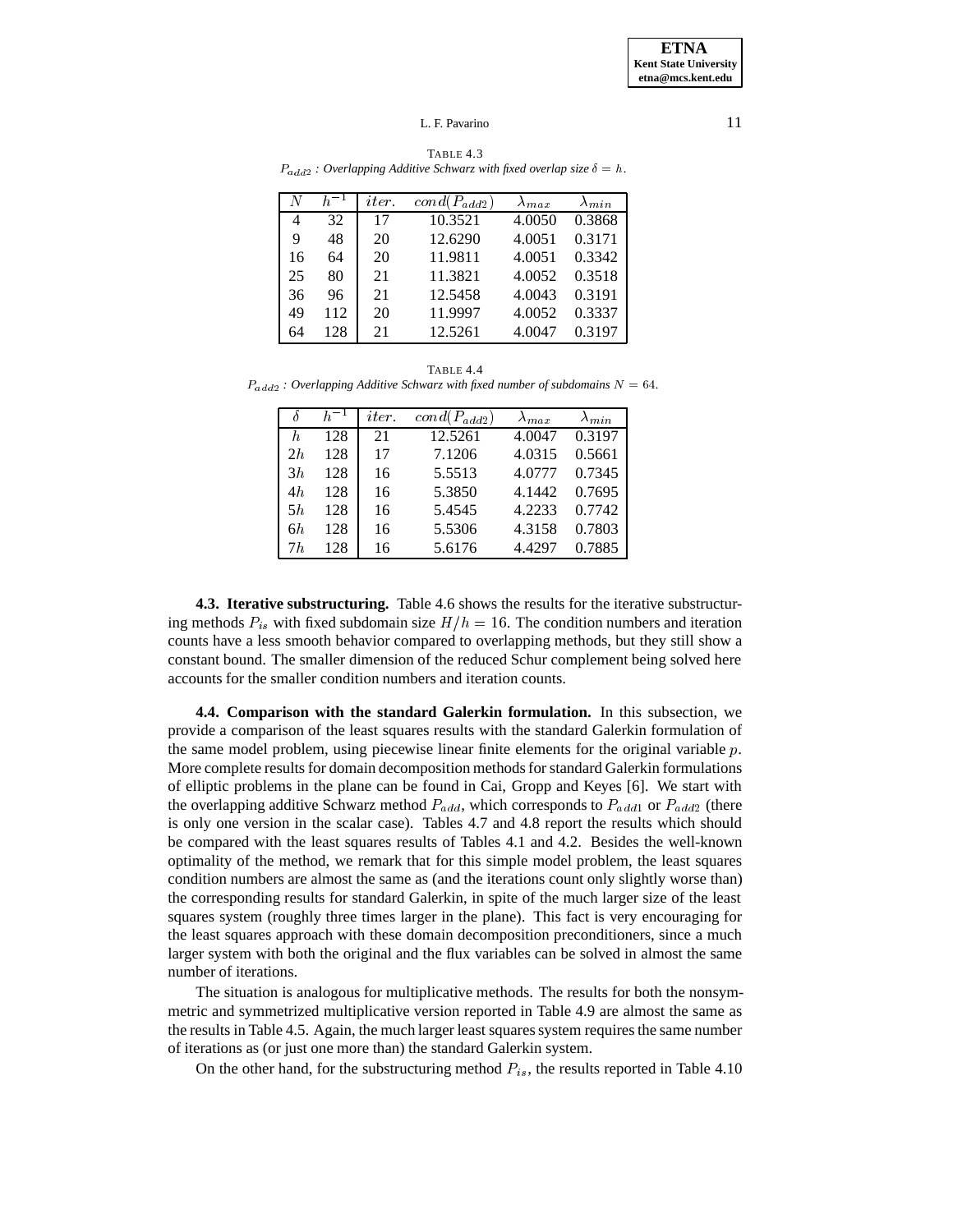TABLE 4.3
$P_{add2}$ : *Overlapping Additive Schwarz with fixed overlap size* $\delta = h$.

| $N$ | $h^{-1}$ | $iter.$ | $cond(P_{add2})$ | $\lambda_{max}$ | $\lambda_{min}$ |
|---|---|---|---|---|---|
| 4 | 32 | 17 | 10.3521 | 4.0050 | 0.3868 |
| 9 | 48 | 20 | 12.6290 | 4.0051 | 0.3171 |
| 16 | 64 | 20 | 11.9811 | 4.0051 | 0.3342 |
| 25 | 80 | 21 | 11.3821 | 4.0052 | 0.3518 |
| 36 | 96 | 21 | 12.5458 | 4.0043 | 0.3191 |
| 49 | 112 | 20 | 11.9997 | 4.0052 | 0.3337 |
| 64 | 128 | 21 | 12.5261 | 4.0047 | 0.3197 |

TABLE 4.4
$P_{add2}$ : *Overlapping Additive Schwarz with fixed number of subdomains* $N = 64$.

| $\delta$ | $h^{-1}$ | $iter.$ | $cond(P_{add2})$ | $\lambda_{max}$ | $\lambda_{min}$ |
|---|---|---|---|---|---|
| $h$ | 128 | 21 | 12.5261 | 4.0047 | 0.3197 |
| $2h$ | 128 | 17 | 7.1206 | 4.0315 | 0.5661 |
| $3h$ | 128 | 16 | 5.5513 | 4.0777 | 0.7345 |
| $4h$ | 128 | 16 | 5.3850 | 4.1442 | 0.7695 |
| $5h$ | 128 | 16 | 5.4545 | 4.2233 | 0.7742 |
| $6h$ | 128 | 16 | 5.5306 | 4.3158 | 0.7803 |
| $7h$ | 128 | 16 | 5.6176 | 4.4297 | 0.7885 |

**4.3. Iterative substructuring.** Table 4.6 shows the results for the iterative substructuring methods $P_{is}$ with fixed subdomain size $H/h = 16$. The condition numbers and iteration counts have a less smooth behavior compared to overlapping methods, but they still show a constant bound. The smaller dimension of the reduced Schur complement being solved here accounts for the smaller condition numbers and iteration counts.

**4.4. Comparison with the standard Galerkin formulation.** In this subsection, we provide a comparison of the least squares results with the standard Galerkin formulation of the same model problem, using piecewise linear finite elements for the original variable $p$. More complete results for domain decomposition methods for standard Galerkin formulations of elliptic problems in the plane can be found in Cai, Gropp and Keyes [6]. We start with the overlapping additive Schwarz method $P_{add}$, which corresponds to $P_{add1}$ or $P_{add2}$ (there is only one version in the scalar case). Tables 4.7 and 4.8 report the results which should be compared with the least squares results of Tables 4.1 and 4.2. Besides the well-known optimality of the method, we remark that for this simple model problem, the least squares condition numbers are almost the same as (and the iterations count only slightly worse than) the corresponding results for standard Galerkin, in spite of the much larger size of the least squares system (roughly three times larger in the plane). This fact is very encouraging for the least squares approach with these domain decomposition preconditioners, since a much larger system with both the original and the flux variables can be solved in almost the same number of iterations.

The situation is analogous for multiplicative methods. The results for both the nonsymmetric and symmetrized multiplicative version reported in Table 4.9 are almost the same as the results in Table 4.5. Again, the much larger least squares system requires the same number of iterations as (or just one more than) the standard Galerkin system.

On the other hand, for the substructuring method $P_{is}$, the results reported in Table 4.10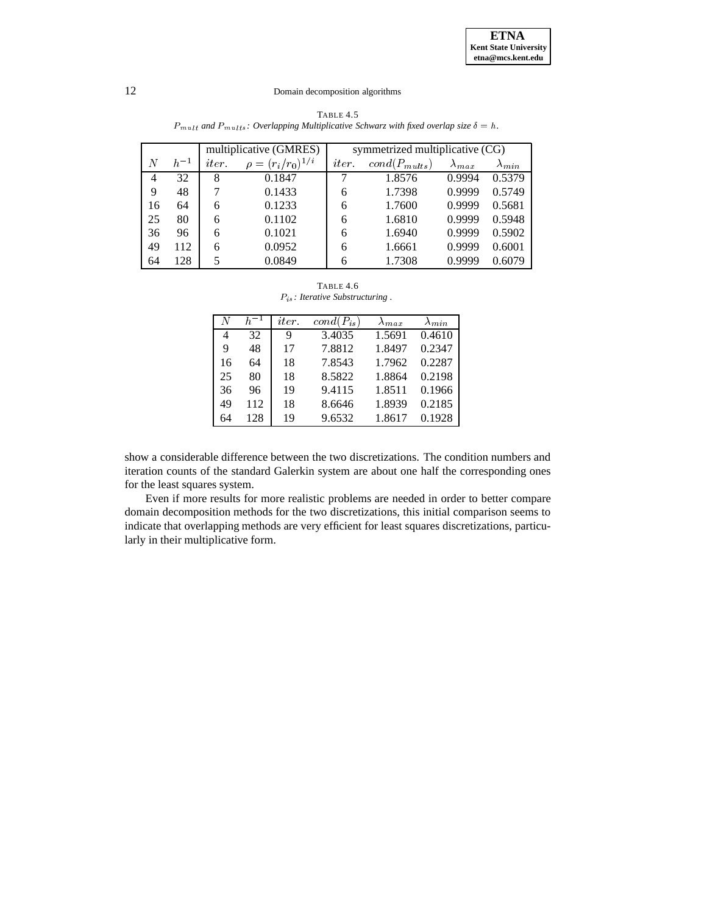TABLE 4.5
*$P_{mult}$ and $P_{mults}$: Overlapping Multiplicative Schwarz with fixed overlap size $\delta = h$.*

| | | multiplicative (GMRES) | | symmetrized multiplicative (CG) | | | |
|---|---|---|---|---|---|---|---|
| $N$ | $h^{-1}$ | $iter.$ | $\rho = (r_i/r_0)^{1/i}$ | $iter.$ | $cond(P_{mults})$ | $\lambda_{max}$ | $\lambda_{min}$ |
| 4 | 32 | 8 | 0.1847 | 7 | 1.8576 | 0.9994 | 0.5379 |
| 9 | 48 | 7 | 0.1433 | 6 | 1.7398 | 0.9999 | 0.5749 |
| 16 | 64 | 6 | 0.1233 | 6 | 1.7600 | 0.9999 | 0.5681 |
| 25 | 80 | 6 | 0.1102 | 6 | 1.6810 | 0.9999 | 0.5948 |
| 36 | 96 | 6 | 0.1021 | 6 | 1.6940 | 0.9999 | 0.5902 |
| 49 | 112 | 6 | 0.0952 | 6 | 1.6661 | 0.9999 | 0.6001 |
| 64 | 128 | 5 | 0.0849 | 6 | 1.7308 | 0.9999 | 0.6079 |

TABLE 4.6
*$P_{is}$: Iterative Substructuring .*

| $N$ | $h^{-1}$ | $iter.$ | $cond(P_{is})$ | $\lambda_{max}$ | $\lambda_{min}$ |
|---|---|---|---|---|---|
| 4 | 32 | 9 | 3.4035 | 1.5691 | 0.4610 |
| 9 | 48 | 17 | 7.8812 | 1.8497 | 0.2347 |
| 16 | 64 | 18 | 7.8543 | 1.7962 | 0.2287 |
| 25 | 80 | 18 | 8.5822 | 1.8864 | 0.2198 |
| 36 | 96 | 19 | 9.4115 | 1.8511 | 0.1966 |
| 49 | 112 | 18 | 8.6646 | 1.8939 | 0.2185 |
| 64 | 128 | 19 | 9.6532 | 1.8617 | 0.1928 |

show a considerable difference between the two discretizations. The condition numbers and iteration counts of the standard Galerkin system are about one half the corresponding ones for the least squares system.

Even if more results for more realistic problems are needed in order to better compare domain decomposition methods for the two discretizations, this initial comparison seems to indicate that overlapping methods are very efficient for least squares discretizations, particularly in their multiplicative form.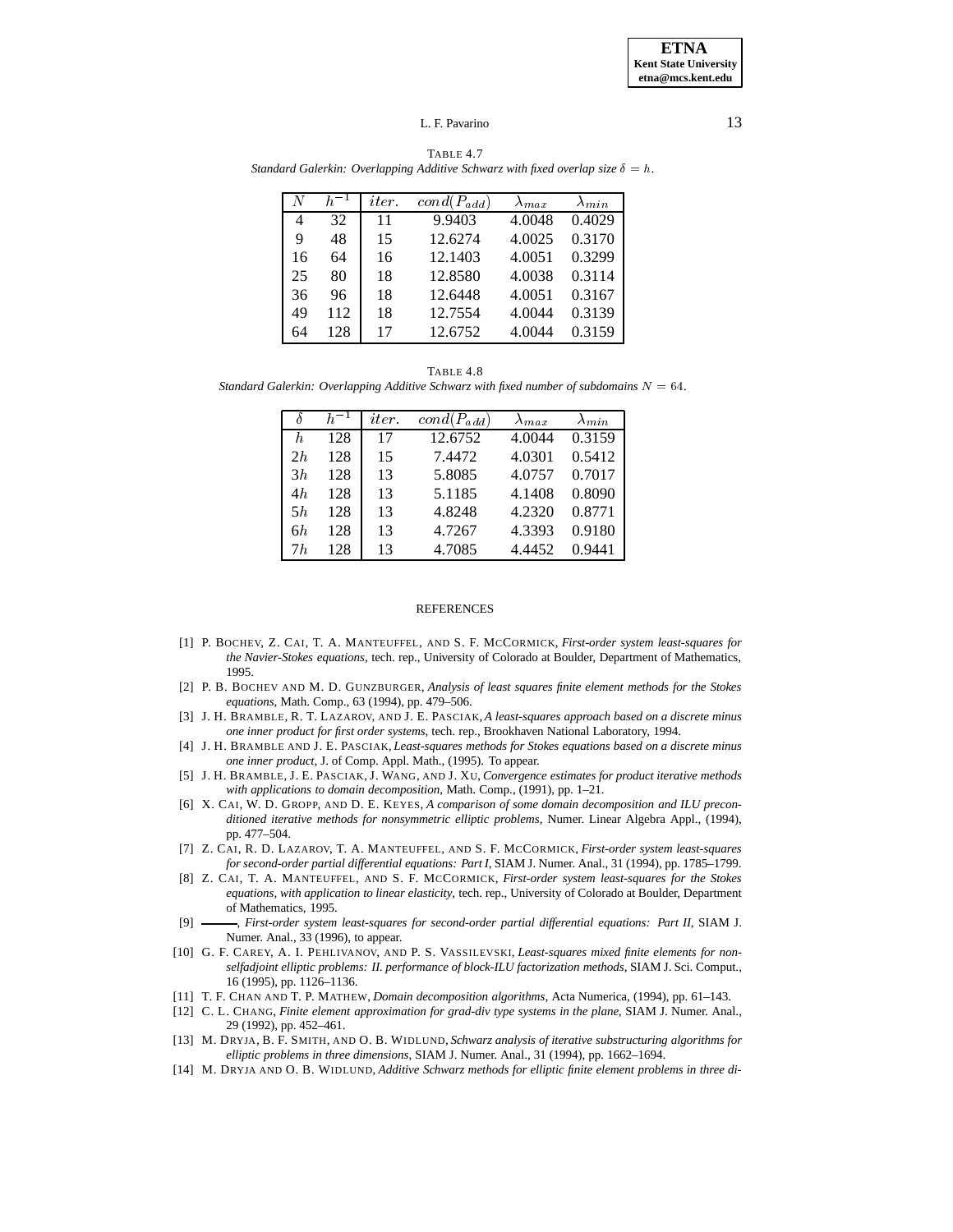TABLE 4.7

*Standard Galerkin: Overlapping Additive Schwarz with fixed overlap size $\delta = h$.*

| $N$ | $h^{-1}$ | $iter.$ | $cond(P_{add})$ | $\lambda_{max}$ | $\lambda_{min}$ |
|---|---|---|---|---|---|
| 4 | 32 | 11 | 9.9403 | 4.0048 | 0.4029 |
| 9 | 48 | 15 | 12.6274 | 4.0025 | 0.3170 |
| 16 | 64 | 16 | 12.1403 | 4.0051 | 0.3299 |
| 25 | 80 | 18 | 12.8580 | 4.0038 | 0.3114 |
| 36 | 96 | 18 | 12.6448 | 4.0051 | 0.3167 |
| 49 | 112 | 18 | 12.7554 | 4.0044 | 0.3139 |
| 64 | 128 | 17 | 12.6752 | 4.0044 | 0.3159 |

TABLE 4.8

*Standard Galerkin: Overlapping Additive Schwarz with fixed number of subdomains $N = 64$.*

| $\delta$ | $h^{-1}$ | $iter.$ | $cond(P_{add})$ | $\lambda_{max}$ | $\lambda_{min}$ |
|---|---|---|---|---|---|
| $h$ | 128 | 17 | 12.6752 | 4.0044 | 0.3159 |
| $2h$ | 128 | 15 | 7.4472 | 4.0301 | 0.5412 |
| $3h$ | 128 | 13 | 5.8085 | 4.0757 | 0.7017 |
| $4h$ | 128 | 13 | 5.1185 | 4.1408 | 0.8090 |
| $5h$ | 128 | 13 | 4.8248 | 4.2320 | 0.8771 |
| $6h$ | 128 | 13 | 4.7267 | 4.3393 | 0.9180 |
| $7h$ | 128 | 13 | 4.7085 | 4.4452 | 0.9441 |

## REFERENCES

[1] P. Bochev, Z. Cai, T. A. Manteuffel, and S. F. McCormick, *First-order system least-squares for the Navier-Stokes equations*, tech. rep., University of Colorado at Boulder, Department of Mathematics, 1995.

[2] P. B. Bochev and M. D. Gunzburger, *Analysis of least squares finite element methods for the Stokes equations*, Math. Comp., 63 (1994), pp. 479–506.

[3] J. H. Bramble, R. T. Lazarov, and J. E. Pasciak, *A least-squares approach based on a discrete minus one inner product for first order systems*, tech. rep., Brookhaven National Laboratory, 1994.

[4] J. H. Bramble and J. E. Pasciak, *Least-squares methods for Stokes equations based on a discrete minus one inner product*, J. of Comp. Appl. Math., (1995). To appear.

[5] J. H. Bramble, J. E. Pasciak, J. Wang, and J. Xu, *Convergence estimates for product iterative methods with applications to domain decomposition*, Math. Comp., (1991), pp. 1–21.

[6] X. Cai, W. D. Gropp, and D. E. Keyes, *A comparison of some domain decomposition and ILU preconditioned iterative methods for nonsymmetric elliptic problems*, Numer. Linear Algebra Appl., (1994), pp. 477–504.

[7] Z. Cai, R. D. Lazarov, T. A. Manteuffel, and S. F. McCormick, *First-order system least-squares for second-order partial differential equations: Part I*, SIAM J. Numer. Anal., 31 (1994), pp. 1785–1799.

[8] Z. Cai, T. A. Manteuffel, and S. F. McCormick, *First-order system least-squares for the Stokes equations, with application to linear elasticity*, tech. rep., University of Colorado at Boulder, Department of Mathematics, 1995.

[9] ———, *First-order system least-squares for second-order partial differential equations: Part II*, SIAM J. Numer. Anal., 33 (1996), to appear.

[10] G. F. Carey, A. I. Pehlivanov, and P. S. Vassilevski, *Least-squares mixed finite elements for non-selfadjoint elliptic problems: II. performance of block-ILU factorization methods*, SIAM J. Sci. Comput., 16 (1995), pp. 1126–1136.

[11] T. F. Chan and T. P. Mathew, *Domain decomposition algorithms*, Acta Numerica, (1994), pp. 61–143.

[12] C. L. Chang, *Finite element approximation for grad-div type systems in the plane*, SIAM J. Numer. Anal., 29 (1992), pp. 452–461.

[13] M. Dryja, B. F. Smith, and O. B. Widlund, *Schwarz analysis of iterative substructuring algorithms for elliptic problems in three dimensions*, SIAM J. Numer. Anal., 31 (1994), pp. 1662–1694.

[14] M. Dryja and O. B. Widlund, *Additive Schwarz methods for elliptic finite element problems in three di-*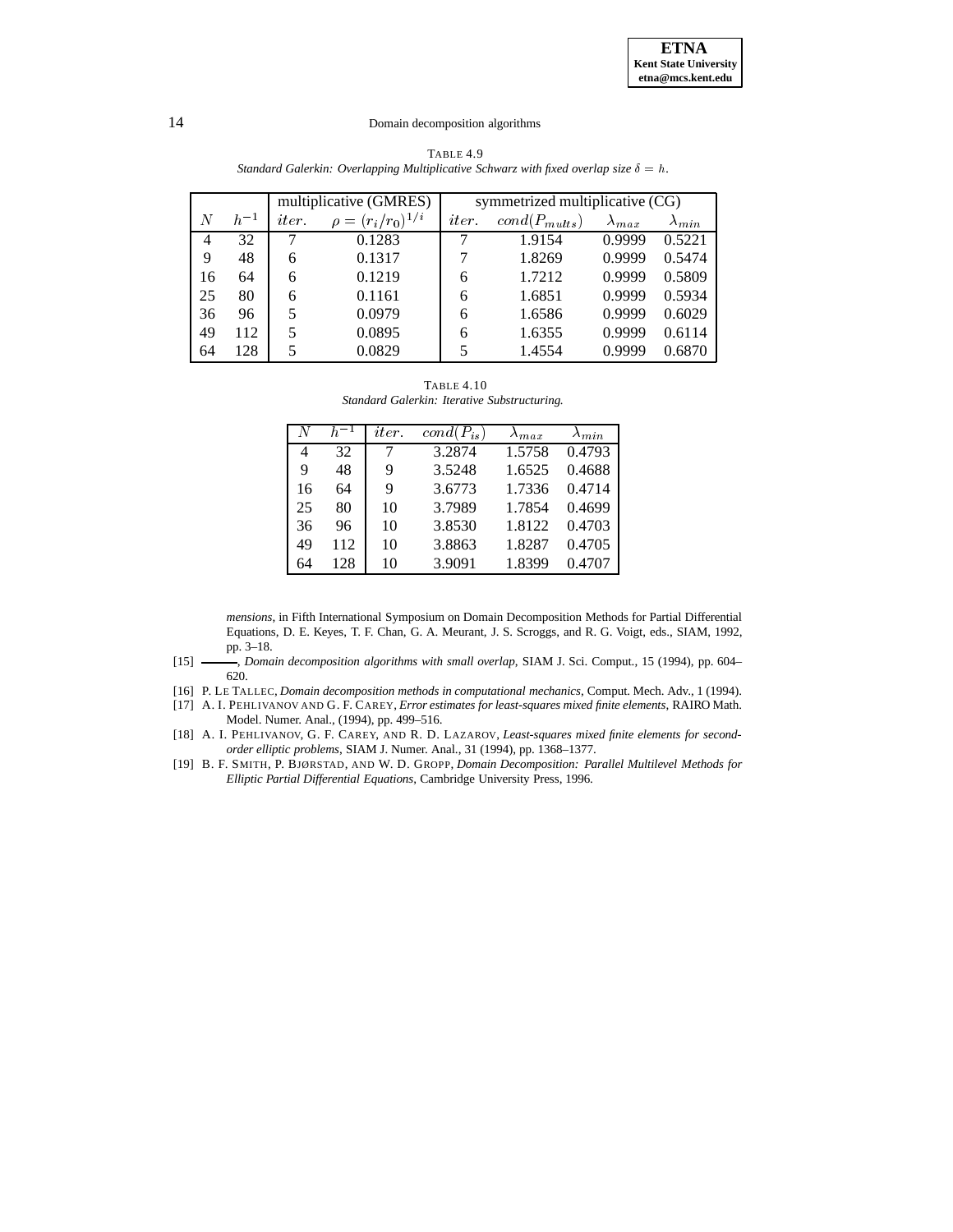TABLE 4.9
*Standard Galerkin: Overlapping Multiplicative Schwarz with fixed overlap size $\delta = h$.*

| | | multiplicative (GMRES) | | symmetrized multiplicative (CG) | | | |
|---|---|---|---|---|---|---|---|
| $N$ | $h^{-1}$ | $iter.$ | $\rho = (r_i/r_0)^{1/i}$ | $iter.$ | $cond(P_{mults})$ | $\lambda_{max}$ | $\lambda_{min}$ |
| 4 | 32 | 7 | 0.1283 | 7 | 1.9154 | 0.9999 | 0.5221 |
| 9 | 48 | 6 | 0.1317 | 7 | 1.8269 | 0.9999 | 0.5474 |
| 16 | 64 | 6 | 0.1219 | 6 | 1.7212 | 0.9999 | 0.5809 |
| 25 | 80 | 6 | 0.1161 | 6 | 1.6851 | 0.9999 | 0.5934 |
| 36 | 96 | 5 | 0.0979 | 6 | 1.6586 | 0.9999 | 0.6029 |
| 49 | 112 | 5 | 0.0895 | 6 | 1.6355 | 0.9999 | 0.6114 |
| 64 | 128 | 5 | 0.0829 | 5 | 1.4554 | 0.9999 | 0.6870 |

TABLE 4.10
*Standard Galerkin: Iterative Substructuring.*

| $N$ | $h^{-1}$ | $iter.$ | $cond(P_{is})$ | $\lambda_{max}$ | $\lambda_{min}$ |
|---|---|---|---|---|---|
| 4 | 32 | 7 | 3.2874 | 1.5758 | 0.4793 |
| 9 | 48 | 9 | 3.5248 | 1.6525 | 0.4688 |
| 16 | 64 | 9 | 3.6773 | 1.7336 | 0.4714 |
| 25 | 80 | 10 | 3.7989 | 1.7854 | 0.4699 |
| 36 | 96 | 10 | 3.8530 | 1.8122 | 0.4703 |
| 49 | 112 | 10 | 3.8863 | 1.8287 | 0.4705 |
| 64 | 128 | 10 | 3.9091 | 1.8399 | 0.4707 |

*mensions*, in Fifth International Symposium on Domain Decomposition Methods for Partial Differential Equations, D. E. Keyes, T. F. Chan, G. A. Meurant, J. S. Scroggs, and R. G. Voigt, eds., SIAM, 1992, pp. 3–18.

[15] ———, *Domain decomposition algorithms with small overlap*, SIAM J. Sci. Comput., 15 (1994), pp. 604–620.

[16] P. LE TALLEC, *Domain decomposition methods in computational mechanics*, Comput. Mech. Adv., 1 (1994).

[17] A. I. PEHLIVANOV AND G. F. CAREY, *Error estimates for least-squares mixed finite elements*, RAIRO Math. Model. Numer. Anal., (1994), pp. 499–516.

[18] A. I. PEHLIVANOV, G. F. CAREY, AND R. D. LAZAROV, *Least-squares mixed finite elements for second-order elliptic problems*, SIAM J. Numer. Anal., 31 (1994), pp. 1368–1377.

[19] B. F. SMITH, P. BJØRSTAD, AND W. D. GROPP, *Domain Decomposition: Parallel Multilevel Methods for Elliptic Partial Differential Equations*, Cambridge University Press, 1996.